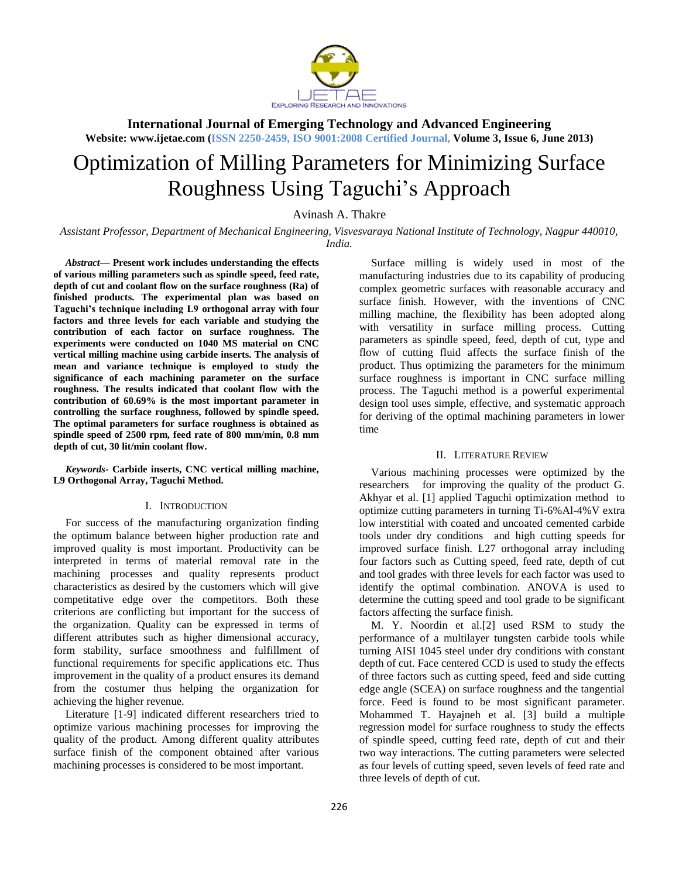# Optimization of Milling Parameters for Minimizing Surface Roughness Using Taguchi's Approach

Avinash A. Thakre

*Assistant Professor, Department of Mechanical Engineering, Visvesvaraya National Institute of Technology, Nagpur 440010, India.*

***Abstract*— Present work includes understanding the effects of various milling parameters such as spindle speed, feed rate, depth of cut and coolant flow on the surface roughness (Ra) of finished products. The experimental plan was based on Taguchi's technique including L9 orthogonal array with four factors and three levels for each variable and studying the contribution of each factor on surface roughness. The experiments were conducted on 1040 MS material on CNC vertical milling machine using carbide inserts. The analysis of mean and variance technique is employed to study the significance of each machining parameter on the surface roughness. The results indicated that coolant flow with the contribution of 60.69% is the most important parameter in controlling the surface roughness, followed by spindle speed. The optimal parameters for surface roughness is obtained as spindle speed of 2500 rpm, feed rate of 800 mm/min, 0.8 mm depth of cut, 30 lit/min coolant flow.**

***Keywords*- Carbide inserts, CNC vertical milling machine, L9 Orthogonal Array, Taguchi Method.**

## I. INTRODUCTION

For success of the manufacturing organization finding the optimum balance between higher production rate and improved quality is most important. Productivity can be interpreted in terms of material removal rate in the machining processes and quality represents product characteristics as desired by the customers which will give competitative edge over the competitors. Both these criterions are conflicting but important for the success of the organization. Quality can be expressed in terms of different attributes such as higher dimensional accuracy, form stability, surface smoothness and fulfillment of functional requirements for specific applications etc. Thus improvement in the quality of a product ensures its demand from the costumer thus helping the organization for achieving the higher revenue.

Literature [1-9] indicated different researchers tried to optimize various machining processes for improving the quality of the product. Among different quality attributes surface finish of the component obtained after various machining processes is considered to be most important.

Surface milling is widely used in most of the manufacturing industries due to its capability of producing complex geometric surfaces with reasonable accuracy and surface finish. However, with the inventions of CNC milling machine, the flexibility has been adopted along with versatility in surface milling process. Cutting parameters as spindle speed, feed, depth of cut, type and flow of cutting fluid affects the surface finish of the product. Thus optimizing the parameters for the minimum surface roughness is important in CNC surface milling process. The Taguchi method is a powerful experimental design tool uses simple, effective, and systematic approach for deriving of the optimal machining parameters in lower time

## II. LITERATURE REVIEW

Various machining processes were optimized by the researchers for improving the quality of the product G. Akhyar et al. [1] applied Taguchi optimization method to optimize cutting parameters in turning Ti-6%Al-4%V extra low interstitial with coated and uncoated cemented carbide tools under dry conditions and high cutting speeds for improved surface finish. L27 orthogonal array including four factors such as Cutting speed, feed rate, depth of cut and tool grades with three levels for each factor was used to identify the optimal combination. ANOVA is used to determine the cutting speed and tool grade to be significant factors affecting the surface finish.

M. Y. Noordin et al.[2] used RSM to study the performance of a multilayer tungsten carbide tools while turning AISI 1045 steel under dry conditions with constant depth of cut. Face centered CCD is used to study the effects of three factors such as cutting speed, feed and side cutting edge angle (SCEA) on surface roughness and the tangential force. Feed is found to be most significant parameter. Mohammed T. Hayajneh et al. [3] build a multiple regression model for surface roughness to study the effects of spindle speed, cutting feed rate, depth of cut and their two way interactions. The cutting parameters were selected as four levels of cutting speed, seven levels of feed rate and three levels of depth of cut.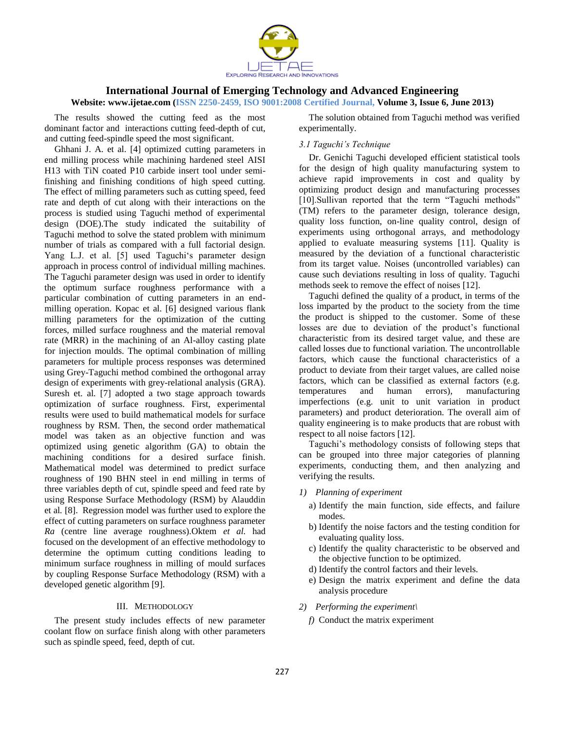The results showed the cutting feed as the most dominant factor and interactions cutting feed-depth of cut, and cutting feed-spindle speed the most significant.

Ghhani J. A. et al. [4] optimized cutting parameters in end milling process while machining hardened steel AISI H13 with TiN coated P10 carbide insert tool under semi-finishing and finishing conditions of high speed cutting. The effect of milling parameters such as cutting speed, feed rate and depth of cut along with their interactions on the process is studied using Taguchi method of experimental design (DOE).The study indicated the suitability of Taguchi method to solve the stated problem with minimum number of trials as compared with a full factorial design. Yang L.J. et al. [5] used Taguchi's parameter design approach in process control of individual milling machines. The Taguchi parameter design was used in order to identify the optimum surface roughness performance with a particular combination of cutting parameters in an end-milling operation. Kopac et al. [6] designed various flank milling parameters for the optimization of the cutting forces, milled surface roughness and the material removal rate (MRR) in the machining of an Al-alloy casting plate for injection moulds. The optimal combination of milling parameters for multiple process responses was determined using Grey-Taguchi method combined the orthogonal array design of experiments with grey-relational analysis (GRA). Suresh et. al. [7] adopted a two stage approach towards optimization of surface roughness. First, experimental results were used to build mathematical models for surface roughness by RSM. Then, the second order mathematical model was taken as an objective function and was optimized using genetic algorithm (GA) to obtain the machining conditions for a desired surface finish. Mathematical model was determined to predict surface roughness of 190 BHN steel in end milling in terms of three variables depth of cut, spindle speed and feed rate by using Response Surface Methodology (RSM) by Alauddin et al. [8]. Regression model was further used to explore the effect of cutting parameters on surface roughness parameter *Ra* (centre line average roughness).Oktem *et al.* had focused on the development of an effective methodology to determine the optimum cutting conditions leading to minimum surface roughness in milling of mould surfaces by coupling Response Surface Methodology (RSM) with a developed genetic algorithm [9].

## III. Methodology

The present study includes effects of new parameter coolant flow on surface finish along with other parameters such as spindle speed, feed, depth of cut.

The solution obtained from Taguchi method was verified experimentally.

### *3.1 Taguchi's Technique*

Dr. Genichi Taguchi developed efficient statistical tools for the design of high quality manufacturing system to achieve rapid improvements in cost and quality by optimizing product design and manufacturing processes [10].Sullivan reported that the term "Taguchi methods" (TM) refers to the parameter design, tolerance design, quality loss function, on-line quality control, design of experiments using orthogonal arrays, and methodology applied to evaluate measuring systems [11]. Quality is measured by the deviation of a functional characteristic from its target value. Noises (uncontrolled variables) can cause such deviations resulting in loss of quality. Taguchi methods seek to remove the effect of noises [12].

Taguchi defined the quality of a product, in terms of the loss imparted by the product to the society from the time the product is shipped to the customer. Some of these losses are due to deviation of the product's functional characteristic from its desired target value, and these are called losses due to functional variation. The uncontrollable factors, which cause the functional characteristics of a product to deviate from their target values, are called noise factors, which can be classified as external factors (e.g. temperatures and human errors), manufacturing imperfections (e.g. unit to unit variation in product parameters) and product deterioration. The overall aim of quality engineering is to make products that are robust with respect to all noise factors [12].

Taguchi's methodology consists of following steps that can be grouped into three major categories of planning experiments, conducting them, and then analyzing and verifying the results.

1) *Planning of experiment*
   - a) Identify the main function, side effects, and failure modes.
   - b) Identify the noise factors and the testing condition for evaluating quality loss.
   - c) Identify the quality characteristic to be observed and the objective function to be optimized.
   - d) Identify the control factors and their levels.
   - e) Design the matrix experiment and define the data analysis procedure

2) *Performing the experiment\*
   - *f)* Conduct the matrix experiment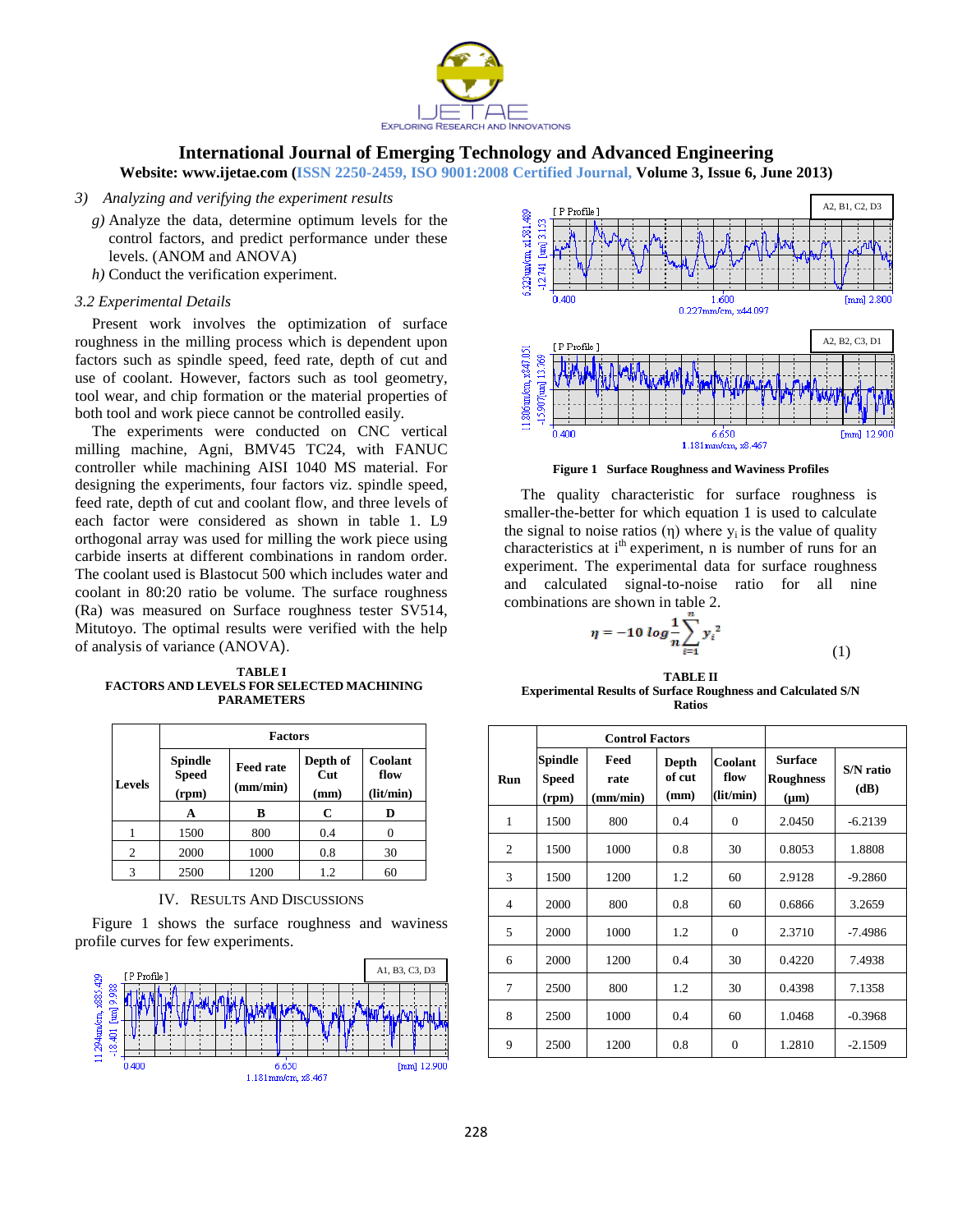3) *Analyzing and verifying the experiment results*

*g)* Analyze the data, determine optimum levels for the control factors, and predict performance under these levels. (ANOM and ANOVA)

*h)* Conduct the verification experiment.

### *3.2 Experimental Details*

Present work involves the optimization of surface roughness in the milling process which is dependent upon factors such as spindle speed, feed rate, depth of cut and use of coolant. However, factors such as tool geometry, tool wear, and chip formation or the material properties of both tool and work piece cannot be controlled easily.

The experiments were conducted on CNC vertical milling machine, Agni, BMV45 TC24, with FANUC controller while machining AISI 1040 MS material. For designing the experiments, four factors viz. spindle speed, feed rate, depth of cut and coolant flow, and three levels of each factor were considered as shown in table 1. L9 orthogonal array was used for milling the work piece using carbide inserts at different combinations in random order. The coolant used is Blastocut 500 which includes water and coolant in 80:20 ratio be volume. The surface roughness (Ra) was measured on Surface roughness tester SV514, Mitutoyo. The optimal results were verified with the help of analysis of variance (ANOVA).

**TABLE I**
**FACTORS AND LEVELS FOR SELECTED MACHINING PARAMETERS**

| Levels | Factors | | | |
|---|---|---|---|---|
| | Spindle Speed (rpm) | Feed rate (mm/min) | Depth of Cut (mm) | Coolant flow (lit/min) |
| | A | B | C | D |
| 1 | 1500 | 800 | 0.4 | 0 |
| 2 | 2000 | 1000 | 0.8 | 30 |
| 3 | 2500 | 1200 | 1.2 | 60 |

## IV. Results And Discussions

Figure 1 shows the surface roughness and waviness profile curves for few experiments.

**Figure 1 Surface Roughness and Waviness Profiles**

The quality characteristic for surface roughness is smaller-the-better for which equation 1 is used to calculate the signal to noise ratios (η) where $y_i$ is the value of quality characteristics at $i^{th}$ experiment, n is number of runs for an experiment. The experimental data for surface roughness and calculated signal-to-noise ratio for all nine combinations are shown in table 2.

$$\eta = -10\log\frac{1}{n}\sum_{i=1}^{n} y_i^2 \qquad (1)$$

**TABLE II**
**Experimental Results of Surface Roughness and Calculated S/N Ratios**

| Run | Control Factors | | | | | |
|---|---|---|---|---|---|---|
| | Spindle Speed (rpm) | Feed rate (mm/min) | Depth of cut (mm) | Coolant flow (lit/min) | Surface Roughness (μm) | S/N ratio (dB) |
| 1 | 1500 | 800 | 0.4 | 0 | 2.0450 | -6.2139 |
| 2 | 1500 | 1000 | 0.8 | 30 | 0.8053 | 1.8808 |
| 3 | 1500 | 1200 | 1.2 | 60 | 2.9128 | -9.2860 |
| 4 | 2000 | 800 | 0.8 | 60 | 0.6866 | 3.2659 |
| 5 | 2000 | 1000 | 1.2 | 0 | 2.3710 | -7.4986 |
| 6 | 2000 | 1200 | 0.4 | 30 | 0.4220 | 7.4938 |
| 7 | 2500 | 800 | 1.2 | 30 | 0.4398 | 7.1358 |
| 8 | 2500 | 1000 | 0.4 | 60 | 1.0468 | -0.3968 |
| 9 | 2500 | 1200 | 0.8 | 0 | 1.2810 | -2.1509 |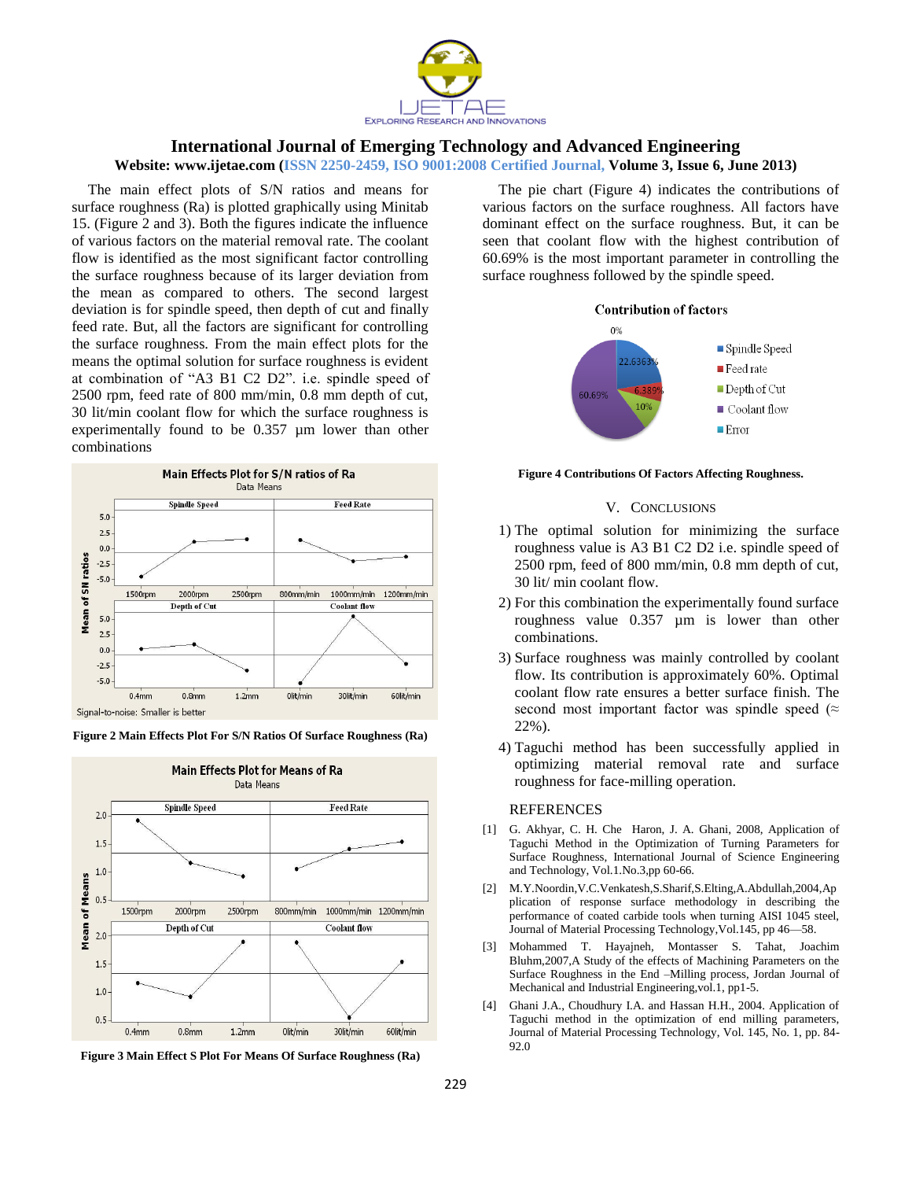The main effect plots of S/N ratios and means for surface roughness (Ra) is plotted graphically using Minitab 15. (Figure 2 and 3). Both the figures indicate the influence of various factors on the material removal rate. The coolant flow is identified as the most significant factor controlling the surface roughness because of its larger deviation from the mean as compared to others. The second largest deviation is for spindle speed, then depth of cut and finally feed rate. But, all the factors are significant for controlling the surface roughness. From the main effect plots for the means the optimal solution for surface roughness is evident at combination of "A3 B1 C2 D2". i.e. spindle speed of 2500 rpm, feed rate of 800 mm/min, 0.8 mm depth of cut, 30 lit/min coolant flow for which the surface roughness is experimentally found to be 0.357 µm lower than other combinations

**Figure 2 Main Effects Plot For S/N Ratios Of Surface Roughness (Ra)**

**Figure 3 Main Effect S Plot For Means Of Surface Roughness (Ra)**

The pie chart (Figure 4) indicates the contributions of various factors on the surface roughness. All factors have dominant effect on the surface roughness. But, it can be seen that coolant flow with the highest contribution of 60.69% is the most important parameter in controlling the surface roughness followed by the spindle speed.

**Figure 4 Contributions Of Factors Affecting Roughness.**

## V. CONCLUSIONS

1) The optimal solution for minimizing the surface roughness value is A3 B1 C2 D2 i.e. spindle speed of 2500 rpm, feed of 800 mm/min, 0.8 mm depth of cut, 30 lit/ min coolant flow.
2) For this combination the experimentally found surface roughness value 0.357 µm is lower than other combinations.
3) Surface roughness was mainly controlled by coolant flow. Its contribution is approximately 60%. Optimal coolant flow rate ensures a better surface finish. The second most important factor was spindle speed (≈ 22%).
4) Taguchi method has been successfully applied in optimizing material removal rate and surface roughness for face-milling operation.

## REFERENCES

[1] G. Akhyar, C. H. Che Haron, J. A. Ghani, 2008, Application of Taguchi Method in the Optimization of Turning Parameters for Surface Roughness, International Journal of Science Engineering and Technology, Vol.1.No.3,pp 60-66.

[2] M.Y.Noordin,V.C.Venkatesh,S.Sharif,S.Elting,A.Abdullah,2004,Application of response surface methodology in describing the performance of coated carbide tools when turning AISI 1045 steel, Journal of Material Processing Technology,Vol.145, pp 46—58.

[3] Mohammed T. Hayajneh, Montasser S. Tahat, Joachim Bluhm,2007,A Study of the effects of Machining Parameters on the Surface Roughness in the End –Milling process, Jordan Journal of Mechanical and Industrial Engineering,vol.1, pp1-5.

[4] Ghani J.A., Choudhury I.A. and Hassan H.H., 2004. Application of Taguchi method in the optimization of end milling parameters, Journal of Material Processing Technology, Vol. 145, No. 1, pp. 84-92.0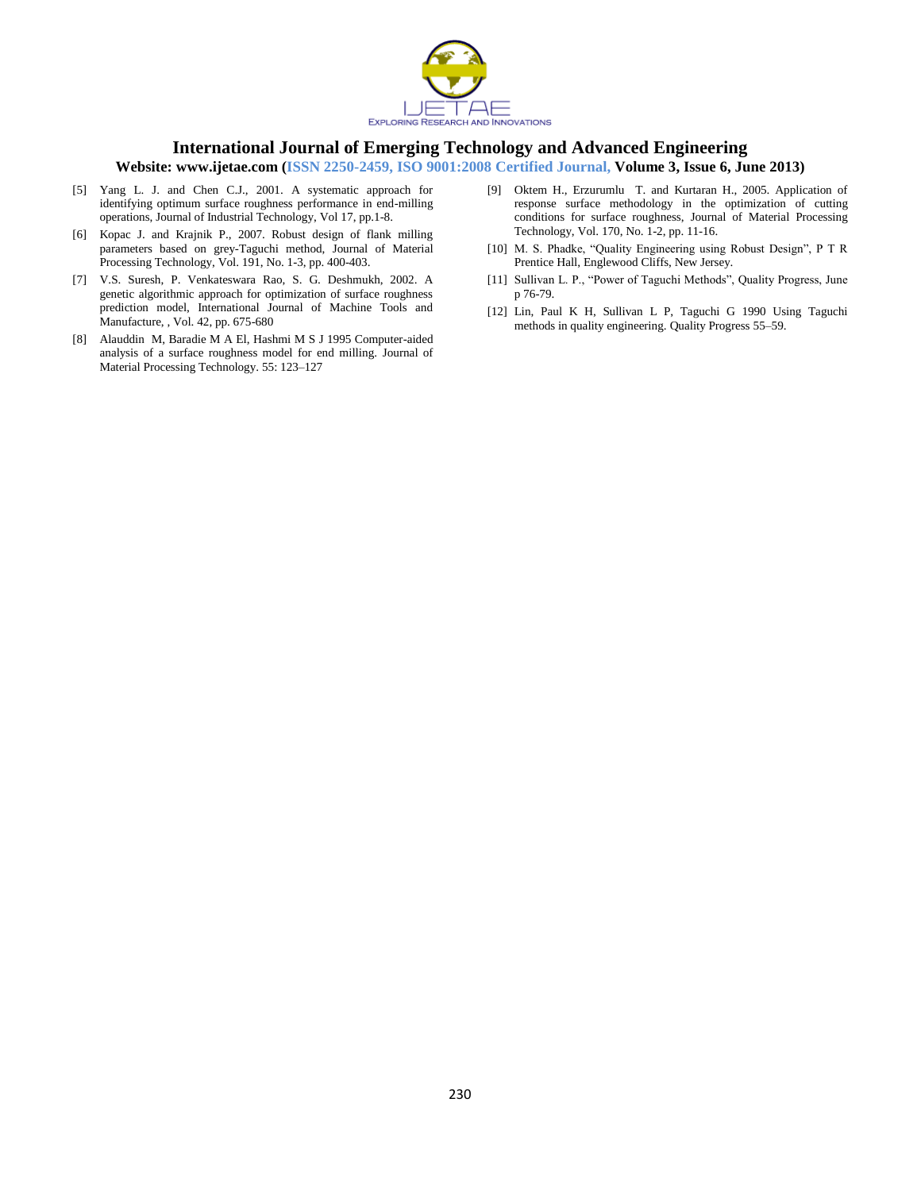[5] Yang L. J. and Chen C.J., 2001. A systematic approach for identifying optimum surface roughness performance in end-milling operations, Journal of Industrial Technology, Vol 17, pp.1-8.

[6] Kopac J. and Krajnik P., 2007. Robust design of flank milling parameters based on grey-Taguchi method, Journal of Material Processing Technology, Vol. 191, No. 1-3, pp. 400-403.

[7] V.S. Suresh, P. Venkateswara Rao, S. G. Deshmukh, 2002. A genetic algorithmic approach for optimization of surface roughness prediction model, International Journal of Machine Tools and Manufacture, , Vol. 42, pp. 675-680

[8] Alauddin M, Baradie M A El, Hashmi M S J 1995 Computer-aided analysis of a surface roughness model for end milling. Journal of Material Processing Technology. 55: 123–127

[9] Oktem H., Erzurumlu T. and Kurtaran H., 2005. Application of response surface methodology in the optimization of cutting conditions for surface roughness, Journal of Material Processing Technology, Vol. 170, No. 1-2, pp. 11-16.

[10] M. S. Phadke, "Quality Engineering using Robust Design", P T R Prentice Hall, Englewood Cliffs, New Jersey.

[11] Sullivan L. P., "Power of Taguchi Methods", Quality Progress, June p 76-79.

[12] Lin, Paul K H, Sullivan L P, Taguchi G 1990 Using Taguchi methods in quality engineering. Quality Progress 55–59.